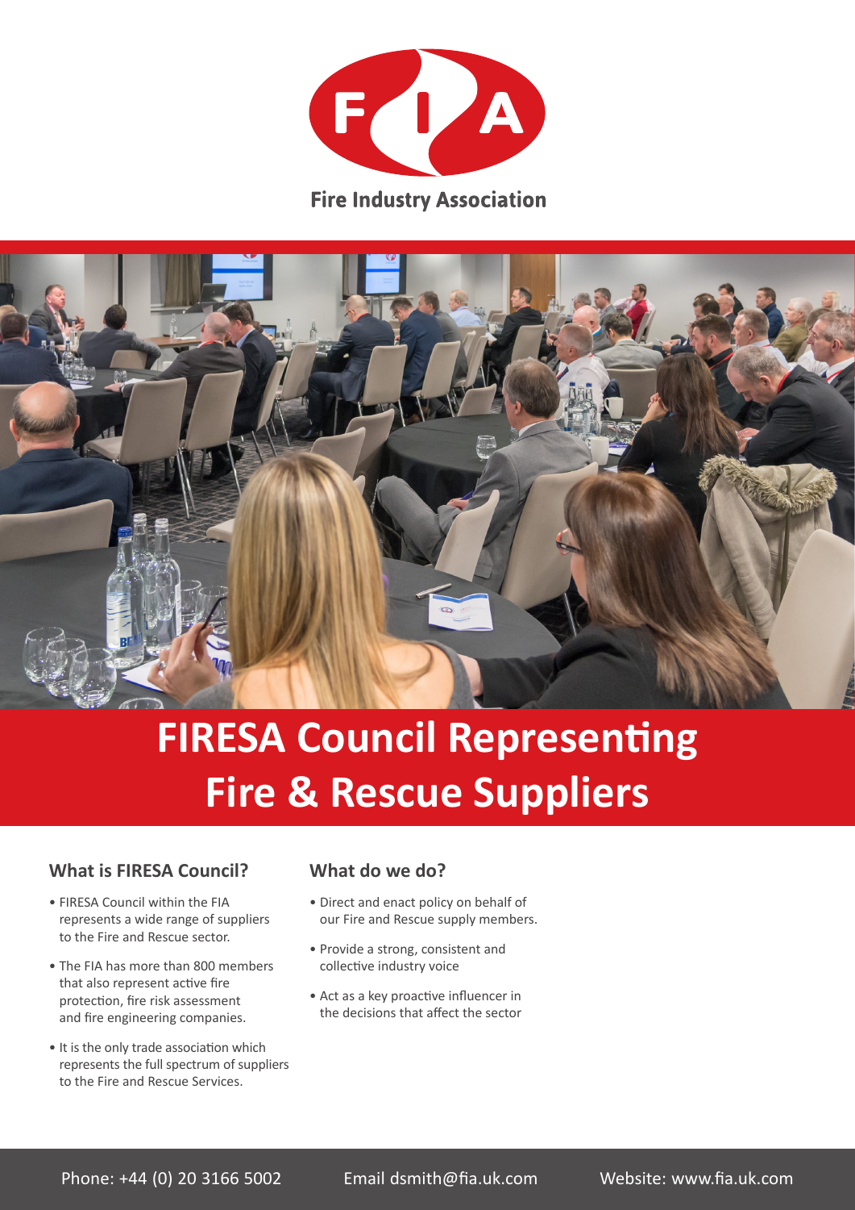Fire Industry Association

# FIRESA Council Representing Fire & Rescue Suppliers

## What is FIRESA Council?

- FIRESA Council within the FIA represents a wide range of suppliers to the Fire and Rescue sector.
- The FIA has more than 800 members that also represent active fire protection, fire risk assessment and fire engineering companies.
- It is the only trade association which represents the full spectrum of suppliers to the Fire and Rescue Services.

## What do we do?

- Direct and enact policy on behalf of our Fire and Rescue supply members.
- Provide a strong, consistent and collective industry voice
- Act as a key proactive influencer in the decisions that affect the sector

Phone: +44 (0) 20 3166 5002 Email dsmith@fia.uk.com Website: www.fia.uk.com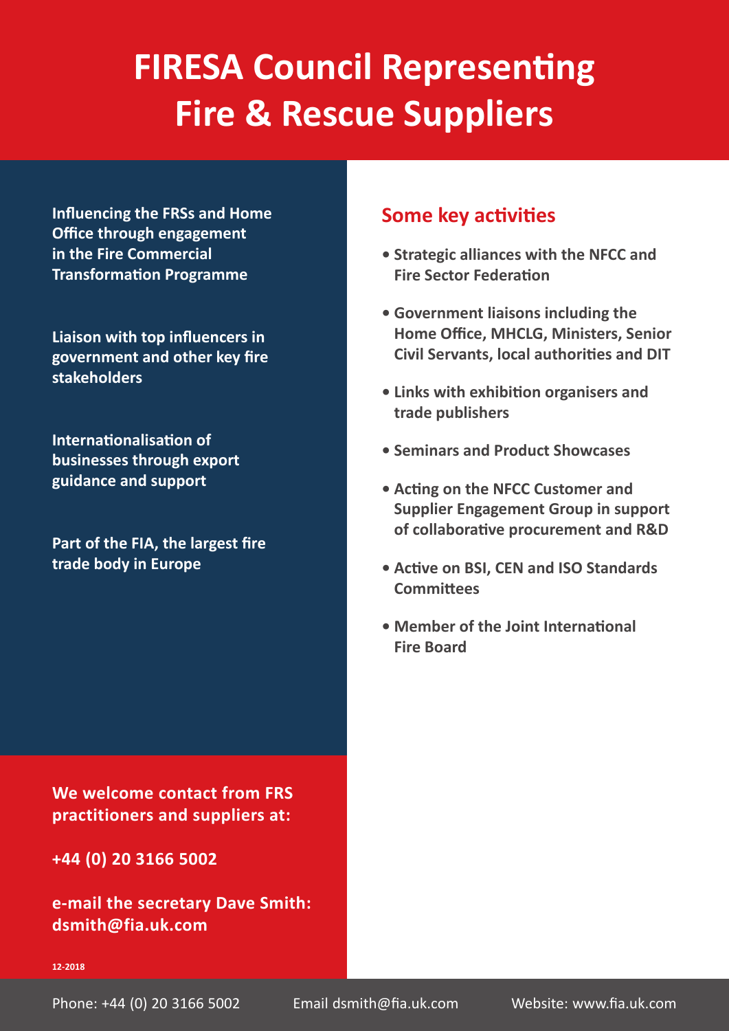# FIRESA Council Representing Fire & Rescue Suppliers

**Influencing the FRSs and Home Office through engagement in the Fire Commercial Transformation Programme**

**Liaison with top influencers in government and other key fire stakeholders**

**Internationalisation of businesses through export guidance and support**

**Part of the FIA, the largest fire trade body in Europe**

## Some key activities

- **Strategic alliances with the NFCC and Fire Sector Federation**
- **Government liaisons including the Home Office, MHCLG, Ministers, Senior Civil Servants, local authorities and DIT**
- **Links with exhibition organisers and trade publishers**
- **Seminars and Product Showcases**
- **Acting on the NFCC Customer and Supplier Engagement Group in support of collaborative procurement and R&D**
- **Active on BSI, CEN and ISO Standards Committees**
- **Member of the Joint International Fire Board**

**We welcome contact from FRS practitioners and suppliers at:**

**+44 (0) 20 3166 5002**

**e-mail the secretary Dave Smith: dsmith@fia.uk.com**

12-2018

Phone: +44 (0) 20 3166 5002 Email dsmith@fia.uk.com Website: www.fia.uk.com